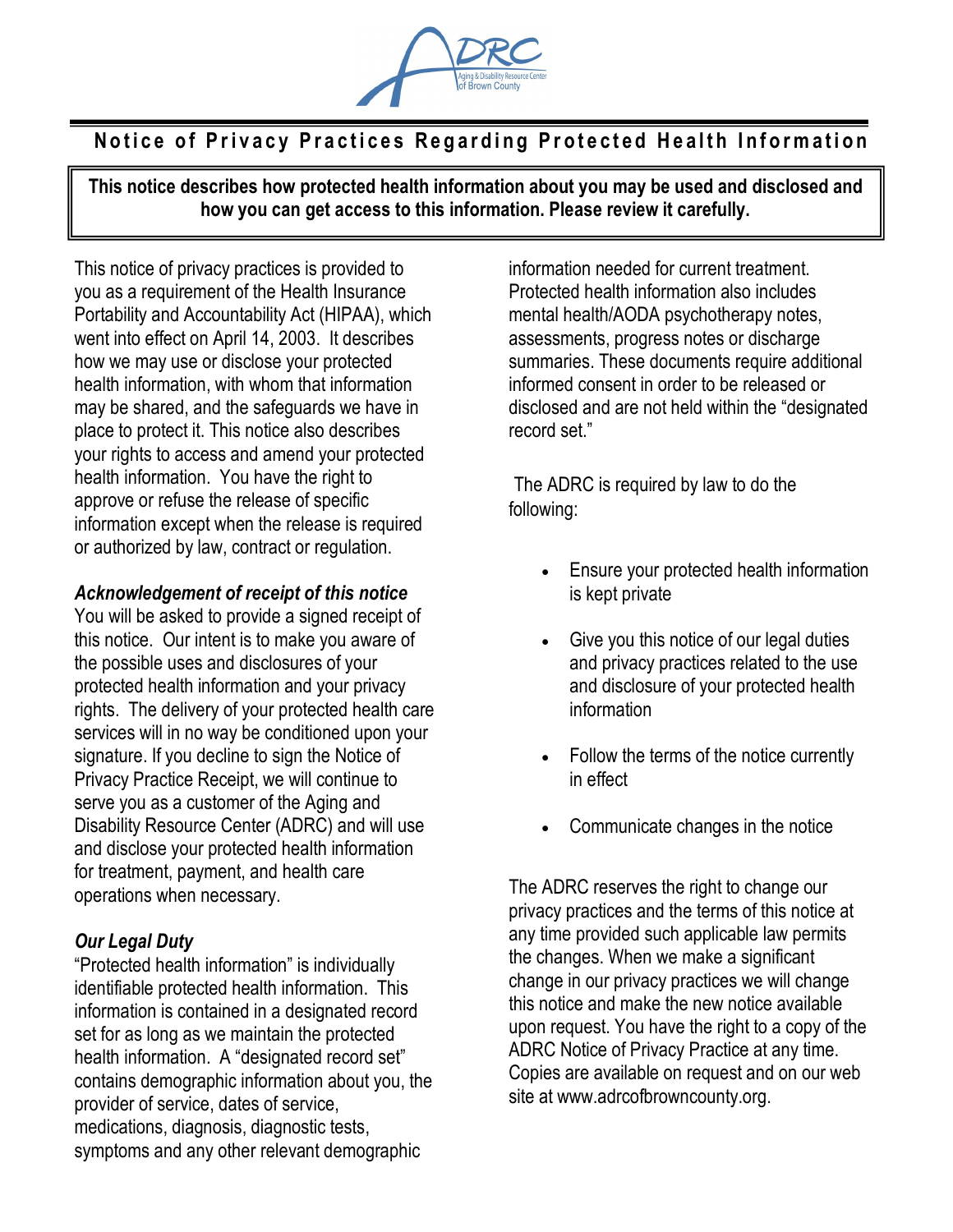# Notice of Privacy Practices Regarding Protected Health Information

**This notice describes how protected health information about you may be used and disclosed and how you can get access to this information. Please review it carefully.**

This notice of privacy practices is provided to you as a requirement of the Health Insurance Portability and Accountability Act (HIPAA), which went into effect on April 14, 2003. It describes how we may use or disclose your protected health information, with whom that information may be shared, and the safeguards we have in place to protect it. This notice also describes your rights to access and amend your protected health information. You have the right to approve or refuse the release of specific information except when the release is required or authorized by law, contract or regulation.

### *Acknowledgement of receipt of this notice*

You will be asked to provide a signed receipt of this notice. Our intent is to make you aware of the possible uses and disclosures of your protected health information and your privacy rights. The delivery of your protected health care services will in no way be conditioned upon your signature. If you decline to sign the Notice of Privacy Practice Receipt, we will continue to serve you as a customer of the Aging and Disability Resource Center (ADRC) and will use and disclose your protected health information for treatment, payment, and health care operations when necessary.

### *Our Legal Duty*

"Protected health information" is individually identifiable protected health information. This information is contained in a designated record set for as long as we maintain the protected health information. A "designated record set" contains demographic information about you, the provider of service, dates of service, medications, diagnosis, diagnostic tests, symptoms and any other relevant demographic information needed for current treatment. Protected health information also includes mental health/AODA psychotherapy notes, assessments, progress notes or discharge summaries. These documents require additional informed consent in order to be released or disclosed and are not held within the "designated record set."

The ADRC is required by law to do the following:

- Ensure your protected health information is kept private
- Give you this notice of our legal duties and privacy practices related to the use and disclosure of your protected health information
- Follow the terms of the notice currently in effect
- Communicate changes in the notice

The ADRC reserves the right to change our privacy practices and the terms of this notice at any time provided such applicable law permits the changes. When we make a significant change in our privacy practices we will change this notice and make the new notice available upon request. You have the right to a copy of the ADRC Notice of Privacy Practice at any time. Copies are available on request and on our web site at www.adrcofbrowncounty.org.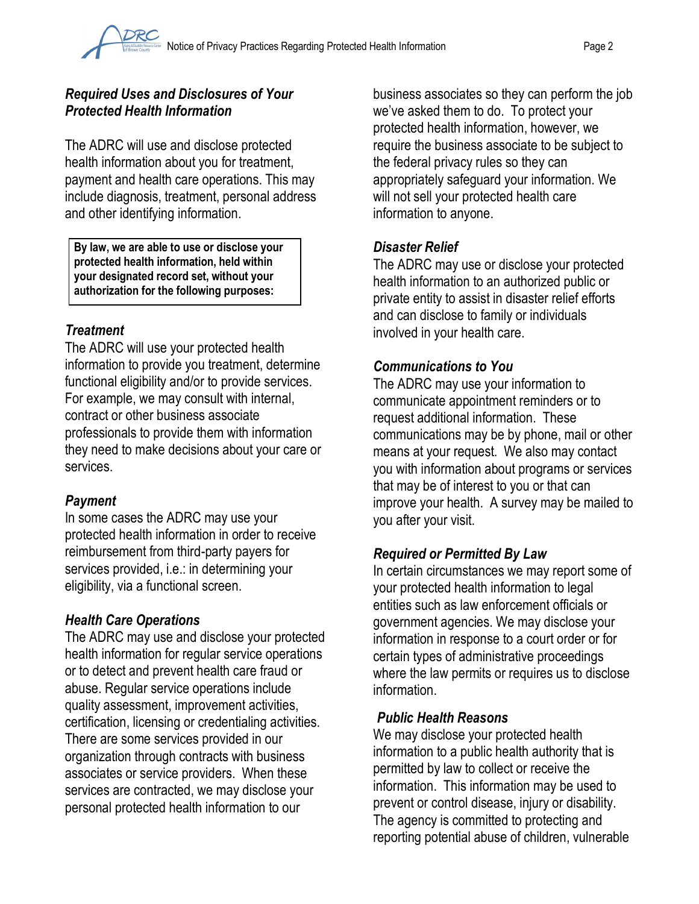***Required Uses and Disclosures of Your Protected Health Information***

The ADRC will use and disclose protected health information about you for treatment, payment and health care operations. This may include diagnosis, treatment, personal address and other identifying information.

**By law, we are able to use or disclose your protected health information, held within your designated record set, without your authorization for the following purposes:**

***Treatment***

The ADRC will use your protected health information to provide you treatment, determine functional eligibility and/or to provide services. For example, we may consult with internal, contract or other business associate professionals to provide them with information they need to make decisions about your care or services.

***Payment***

In some cases the ADRC may use your protected health information in order to receive reimbursement from third-party payers for services provided, i.e.: in determining your eligibility, via a functional screen.

***Health Care Operations***

The ADRC may use and disclose your protected health information for regular service operations or to detect and prevent health care fraud or abuse. Regular service operations include quality assessment, improvement activities, certification, licensing or credentialing activities. There are some services provided in our organization through contracts with business associates or service providers. When these services are contracted, we may disclose your personal protected health information to our business associates so they can perform the job we've asked them to do. To protect your protected health information, however, we require the business associate to be subject to the federal privacy rules so they can appropriately safeguard your information. We will not sell your protected health care information to anyone.

***Disaster Relief***

The ADRC may use or disclose your protected health information to an authorized public or private entity to assist in disaster relief efforts and can disclose to family or individuals involved in your health care.

***Communications to You***

The ADRC may use your information to communicate appointment reminders or to request additional information. These communications may be by phone, mail or other means at your request. We also may contact you with information about programs or services that may be of interest to you or that can improve your health. A survey may be mailed to you after your visit.

***Required or Permitted By Law***

In certain circumstances we may report some of your protected health information to legal entities such as law enforcement officials or government agencies. We may disclose your information in response to a court order or for certain types of administrative proceedings where the law permits or requires us to disclose information.

***Public Health Reasons***

We may disclose your protected health information to a public health authority that is permitted by law to collect or receive the information. This information may be used to prevent or control disease, injury or disability. The agency is committed to protecting and reporting potential abuse of children, vulnerable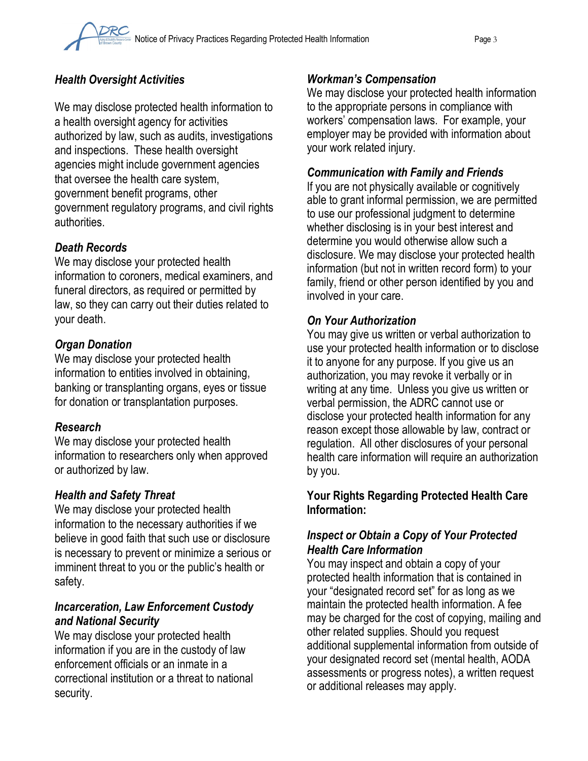### *Health Oversight Activities*

We may disclose protected health information to a health oversight agency for activities authorized by law, such as audits, investigations and inspections. These health oversight agencies might include government agencies that oversee the health care system, government benefit programs, other government regulatory programs, and civil rights authorities.

### *Death Records*

We may disclose your protected health information to coroners, medical examiners, and funeral directors, as required or permitted by law, so they can carry out their duties related to your death.

### *Organ Donation*

We may disclose your protected health information to entities involved in obtaining, banking or transplanting organs, eyes or tissue for donation or transplantation purposes.

### *Research*

We may disclose your protected health information to researchers only when approved or authorized by law.

### *Health and Safety Threat*

We may disclose your protected health information to the necessary authorities if we believe in good faith that such use or disclosure is necessary to prevent or minimize a serious or imminent threat to you or the public's health or safety.

### *Incarceration, Law Enforcement Custody and National Security*

We may disclose your protected health information if you are in the custody of law enforcement officials or an inmate in a correctional institution or a threat to national security.

### *Workman's Compensation*

We may disclose your protected health information to the appropriate persons in compliance with workers' compensation laws. For example, your employer may be provided with information about your work related injury.

### *Communication with Family and Friends*

If you are not physically available or cognitively able to grant informal permission, we are permitted to use our professional judgment to determine whether disclosing is in your best interest and determine you would otherwise allow such a disclosure. We may disclose your protected health information (but not in written record form) to your family, friend or other person identified by you and involved in your care.

### *On Your Authorization*

You may give us written or verbal authorization to use your protected health information or to disclose it to anyone for any purpose. If you give us an authorization, you may revoke it verbally or in writing at any time. Unless you give us written or verbal permission, the ADRC cannot use or disclose your protected health information for any reason except those allowable by law, contract or regulation. All other disclosures of your personal health care information will require an authorization by you.

## Your Rights Regarding Protected Health Care Information:

### *Inspect or Obtain a Copy of Your Protected Health Care Information*

You may inspect and obtain a copy of your protected health information that is contained in your "designated record set" for as long as we maintain the protected health information. A fee may be charged for the cost of copying, mailing and other related supplies. Should you request additional supplemental information from outside of your designated record set (mental health, AODA assessments or progress notes), a written request or additional releases may apply.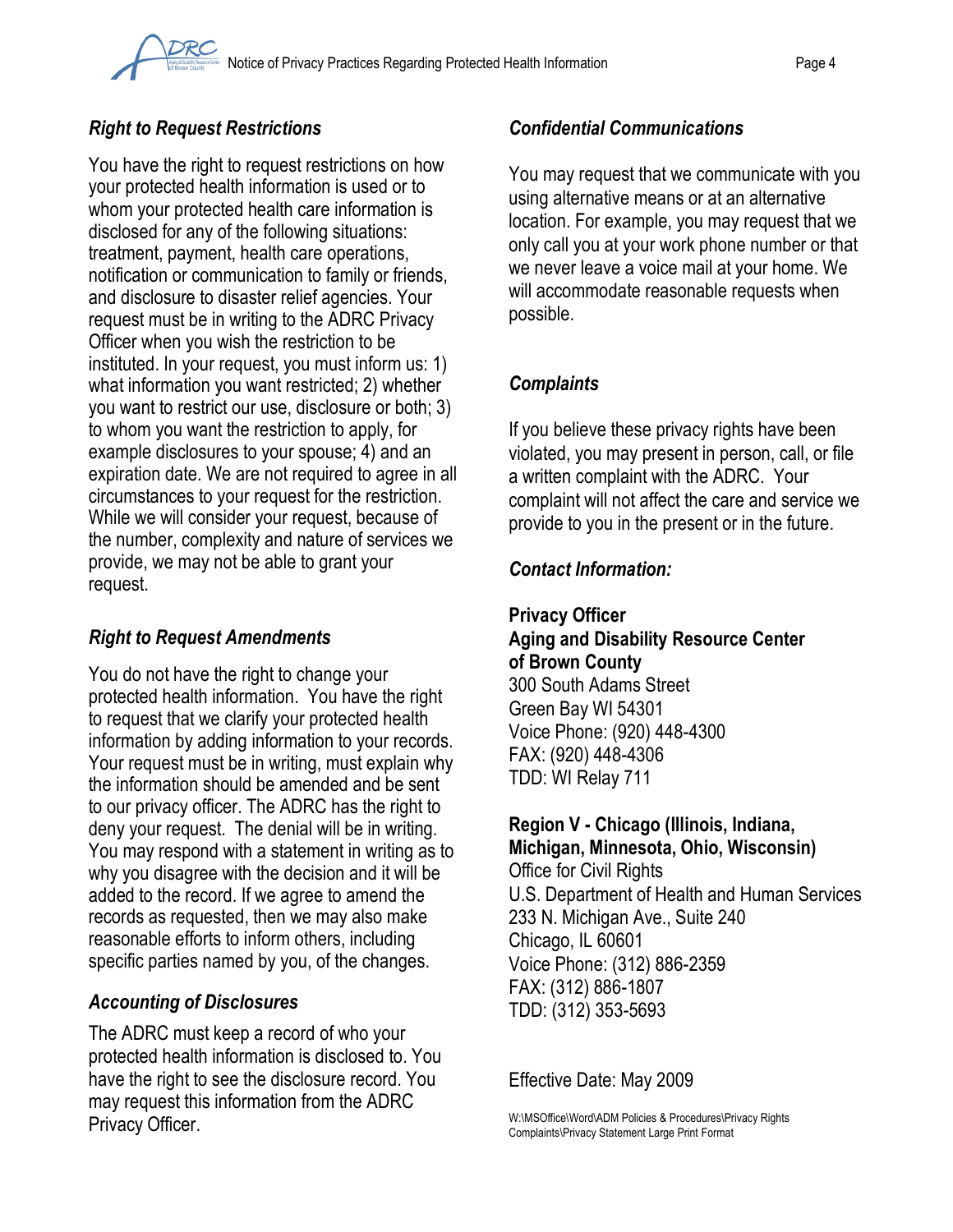### *Right to Request Restrictions*

You have the right to request restrictions on how your protected health information is used or to whom your protected health care information is disclosed for any of the following situations: treatment, payment, health care operations, notification or communication to family or friends, and disclosure to disaster relief agencies. Your request must be in writing to the ADRC Privacy Officer when you wish the restriction to be instituted. In your request, you must inform us: 1) what information you want restricted; 2) whether you want to restrict our use, disclosure or both; 3) to whom you want the restriction to apply, for example disclosures to your spouse; 4) and an expiration date. We are not required to agree in all circumstances to your request for the restriction. While we will consider your request, because of the number, complexity and nature of services we provide, we may not be able to grant your request.

### *Right to Request Amendments*

You do not have the right to change your protected health information. You have the right to request that we clarify your protected health information by adding information to your records. Your request must be in writing, must explain why the information should be amended and be sent to our privacy officer. The ADRC has the right to deny your request. The denial will be in writing. You may respond with a statement in writing as to why you disagree with the decision and it will be added to the record. If we agree to amend the records as requested, then we may also make reasonable efforts to inform others, including specific parties named by you, of the changes.

### *Accounting of Disclosures*

The ADRC must keep a record of who your protected health information is disclosed to. You have the right to see the disclosure record. You may request this information from the ADRC Privacy Officer.

### *Confidential Communications*

You may request that we communicate with you using alternative means or at an alternative location. For example, you may request that we only call you at your work phone number or that we never leave a voice mail at your home. We will accommodate reasonable requests when possible.

### *Complaints*

If you believe these privacy rights have been violated, you may present in person, call, or file a written complaint with the ADRC. Your complaint will not affect the care and service we provide to you in the present or in the future.

### *Contact Information:*

**Privacy Officer**
**Aging and Disability Resource Center of Brown County**
300 South Adams Street
Green Bay WI 54301
Voice Phone: (920) 448-4300
FAX: (920) 448-4306
TDD: WI Relay 711

**Region V - Chicago (Illinois, Indiana, Michigan, Minnesota, Ohio, Wisconsin)**
Office for Civil Rights
U.S. Department of Health and Human Services
233 N. Michigan Ave., Suite 240
Chicago, IL 60601
Voice Phone: (312) 886-2359
FAX: (312) 886-1807
TDD: (312) 353-5693

Effective Date: May 2009

W:\MSOffice\Word\ADM Policies & Procedures\Privacy Rights Complaints\Privacy Statement Large Print Format